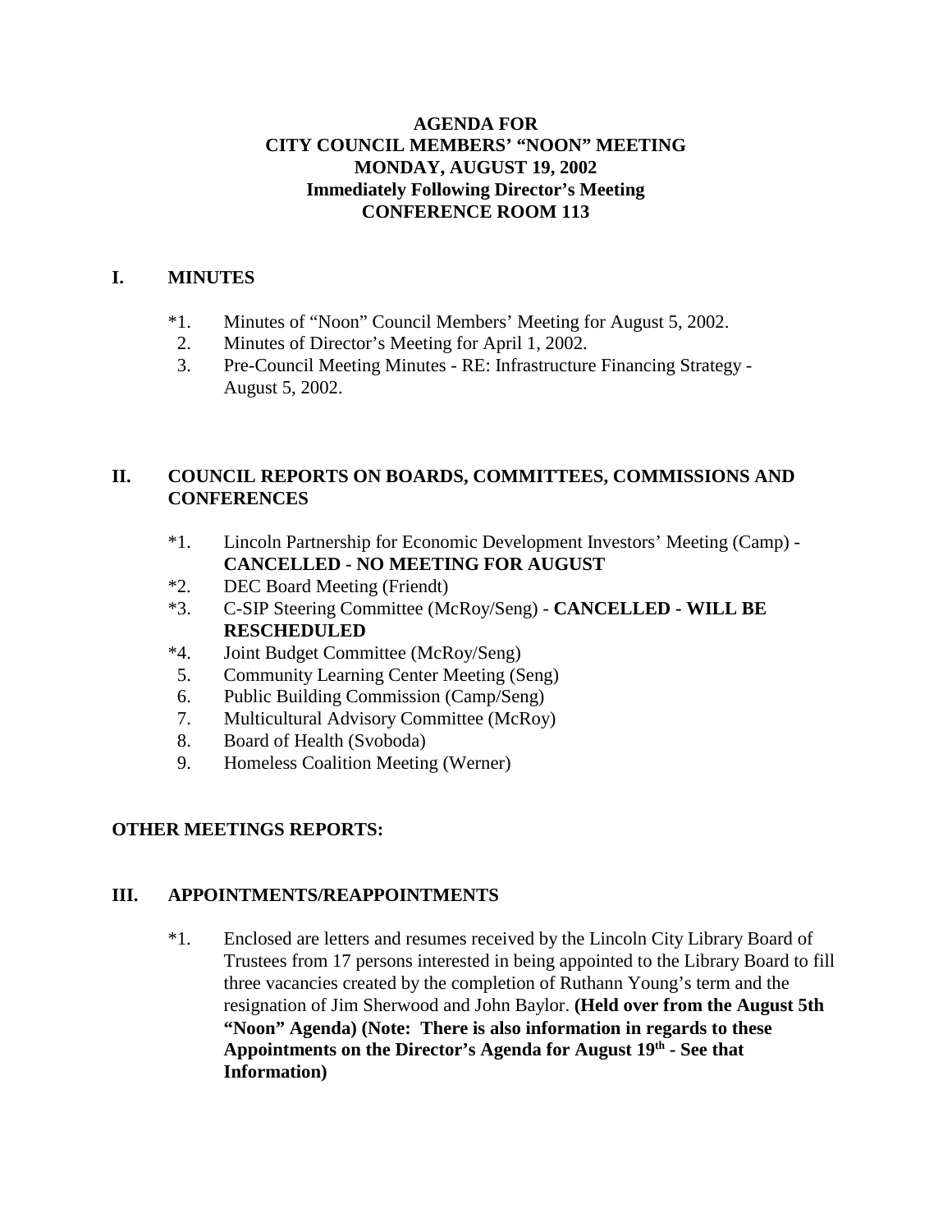**AGENDA FOR**
**CITY COUNCIL MEMBERS' "NOON" MEETING**
**MONDAY, AUGUST 19, 2002**
**Immediately Following Director's Meeting**
**CONFERENCE ROOM 113**

## I. MINUTES

*1. Minutes of "Noon" Council Members' Meeting for August 5, 2002.
2. Minutes of Director's Meeting for April 1, 2002.
3. Pre-Council Meeting Minutes - RE: Infrastructure Financing Strategy - August 5, 2002.

## II. COUNCIL REPORTS ON BOARDS, COMMITTEES, COMMISSIONS AND CONFERENCES

*1. Lincoln Partnership for Economic Development Investors' Meeting (Camp) - **CANCELLED - NO MEETING FOR AUGUST**
*2. DEC Board Meeting (Friendt)
*3. C-SIP Steering Committee (McRoy/Seng) - **CANCELLED - WILL BE RESCHEDULED**
*4. Joint Budget Committee (McRoy/Seng)
5. Community Learning Center Meeting (Seng)
6. Public Building Commission (Camp/Seng)
7. Multicultural Advisory Committee (McRoy)
8. Board of Health (Svoboda)
9. Homeless Coalition Meeting (Werner)

## OTHER MEETINGS REPORTS:

## III. APPOINTMENTS/REAPPOINTMENTS

*1. Enclosed are letters and resumes received by the Lincoln City Library Board of Trustees from 17 persons interested in being appointed to the Library Board to fill three vacancies created by the completion of Ruthann Young's term and the resignation of Jim Sherwood and John Baylor. **(Held over from the August 5th "Noon" Agenda) (Note: There is also information in regards to these Appointments on the Director's Agenda for August 19th - See that Information)**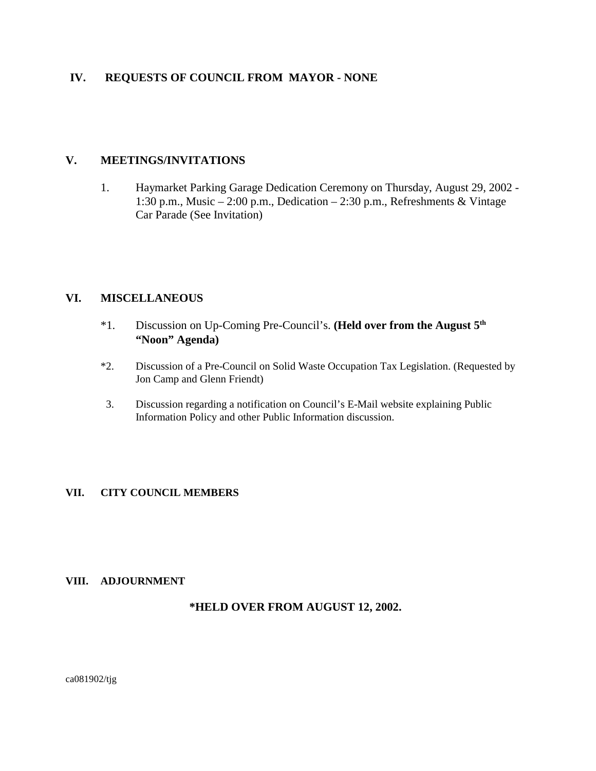## IV. REQUESTS OF COUNCIL FROM MAYOR - NONE

## V. MEETINGS/INVITATIONS

1. Haymarket Parking Garage Dedication Ceremony on Thursday, August 29, 2002 - 1:30 p.m., Music – 2:00 p.m., Dedication – 2:30 p.m., Refreshments & Vintage Car Parade (See Invitation)

## VI. MISCELLANEOUS

*1. Discussion on Up-Coming Pre-Council's. **(Held over from the August 5th "Noon" Agenda)**

*2. Discussion of a Pre-Council on Solid Waste Occupation Tax Legislation. (Requested by Jon Camp and Glenn Friendt)

3. Discussion regarding a notification on Council's E-Mail website explaining Public Information Policy and other Public Information discussion.

## VII. CITY COUNCIL MEMBERS

## VIII. ADJOURNMENT

**\*HELD OVER FROM AUGUST 12, 2002.**

ca081902/tjg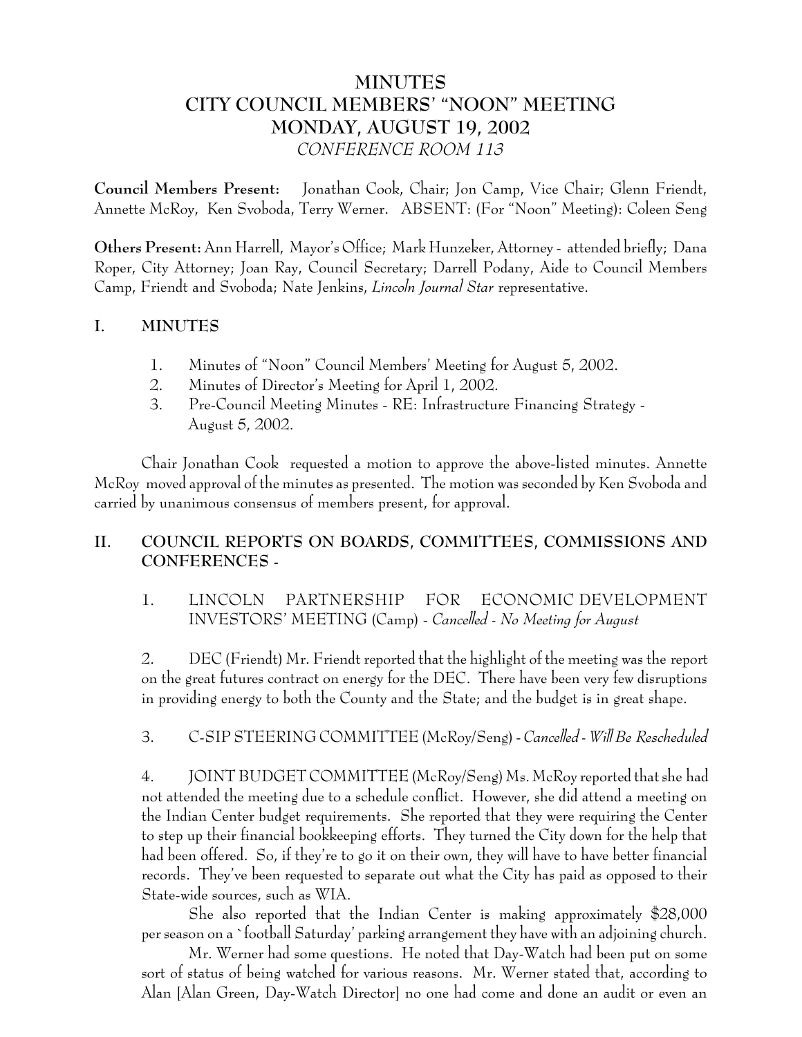# MINUTES
# CITY COUNCIL MEMBERS' "NOON" MEETING
# MONDAY, AUGUST 19, 2002
*CONFERENCE ROOM 113*

**Council Members Present:** Jonathan Cook, Chair; Jon Camp, Vice Chair; Glenn Friendt, Annette McRoy, Ken Svoboda, Terry Werner. ABSENT: (For "Noon" Meeting): Coleen Seng

**Others Present:** Ann Harrell, Mayor's Office; Mark Hunzeker, Attorney - attended briefly; Dana Roper, City Attorney; Joan Ray, Council Secretary; Darrell Podany, Aide to Council Members Camp, Friendt and Svoboda; Nate Jenkins, *Lincoln Journal Star* representative.

## I. MINUTES

1. Minutes of "Noon" Council Members' Meeting for August 5, 2002.
2. Minutes of Director's Meeting for April 1, 2002.
3. Pre-Council Meeting Minutes - RE: Infrastructure Financing Strategy - August 5, 2002.

Chair Jonathan Cook requested a motion to approve the above-listed minutes. Annette McRoy moved approval of the minutes as presented. The motion was seconded by Ken Svoboda and carried by unanimous consensus of members present, for approval.

## II. COUNCIL REPORTS ON BOARDS, COMMITTEES, COMMISSIONS AND CONFERENCES -

1. LINCOLN PARTNERSHIP FOR ECONOMIC DEVELOPMENT INVESTORS' MEETING (Camp) - *Cancelled - No Meeting for August*

2. DEC (Friendt) Mr. Friendt reported that the highlight of the meeting was the report on the great futures contract on energy for the DEC. There have been very few disruptions in providing energy to both the County and the State; and the budget is in great shape.

3. C-SIP STEERING COMMITTEE (McRoy/Seng) - *Cancelled - Will Be Rescheduled*

4. JOINT BUDGET COMMITTEE (McRoy/Seng) Ms. McRoy reported that she had not attended the meeting due to a schedule conflict. However, she did attend a meeting on the Indian Center budget requirements. She reported that they were requiring the Center to step up their financial bookkeeping efforts. They turned the City down for the help that had been offered. So, if they're to go it on their own, they will have to have better financial records. They've been requested to separate out what the City has paid as opposed to their State-wide sources, such as WIA.

She also reported that the Indian Center is making approximately $28,000 per season on a `football Saturday' parking arrangement they have with an adjoining church.

Mr. Werner had some questions. He noted that Day-Watch had been put on some sort of status of being watched for various reasons. Mr. Werner stated that, according to Alan [Alan Green, Day-Watch Director] no one had come and done an audit or even an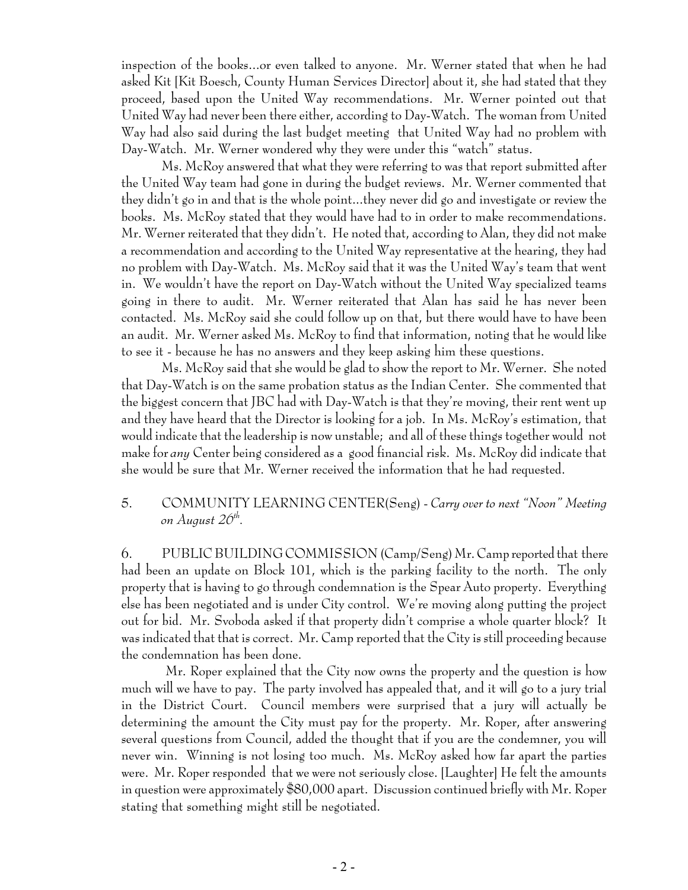inspection of the books...or even talked to anyone. Mr. Werner stated that when he had asked Kit [Kit Boesch, County Human Services Director] about it, she had stated that they proceed, based upon the United Way recommendations. Mr. Werner pointed out that United Way had never been there either, according to Day-Watch. The woman from United Way had also said during the last budget meeting that United Way had no problem with Day-Watch. Mr. Werner wondered why they were under this "watch" status.

Ms. McRoy answered that what they were referring to was that report submitted after the United Way team had gone in during the budget reviews. Mr. Werner commented that they didn't go in and that is the whole point...they never did go and investigate or review the books. Ms. McRoy stated that they would have had to in order to make recommendations. Mr. Werner reiterated that they didn't. He noted that, according to Alan, they did not make a recommendation and according to the United Way representative at the hearing, they had no problem with Day-Watch. Ms. McRoy said that it was the United Way's team that went in. We wouldn't have the report on Day-Watch without the United Way specialized teams going in there to audit. Mr. Werner reiterated that Alan has said he has never been contacted. Ms. McRoy said she could follow up on that, but there would have to have been an audit. Mr. Werner asked Ms. McRoy to find that information, noting that he would like to see it - because he has no answers and they keep asking him these questions.

Ms. McRoy said that she would be glad to show the report to Mr. Werner. She noted that Day-Watch is on the same probation status as the Indian Center. She commented that the biggest concern that JBC had with Day-Watch is that they're moving, their rent went up and they have heard that the Director is looking for a job. In Ms. McRoy's estimation, that would indicate that the leadership is now unstable; and all of these things together would not make for *any* Center being considered as a good financial risk. Ms. McRoy did indicate that she would be sure that Mr. Werner received the information that he had requested.

5. COMMUNITY LEARNING CENTER(Seng) - *Carry over to next "Noon" Meeting on August 26th.*

6. PUBLIC BUILDING COMMISSION (Camp/Seng) Mr. Camp reported that there had been an update on Block 101, which is the parking facility to the north. The only property that is having to go through condemnation is the Spear Auto property. Everything else has been negotiated and is under City control. We're moving along putting the project out for bid. Mr. Svoboda asked if that property didn't comprise a whole quarter block? It was indicated that that is correct. Mr. Camp reported that the City is still proceeding because the condemnation has been done.

Mr. Roper explained that the City now owns the property and the question is how much will we have to pay. The party involved has appealed that, and it will go to a jury trial in the District Court. Council members were surprised that a jury will actually be determining the amount the City must pay for the property. Mr. Roper, after answering several questions from Council, added the thought that if you are the condemner, you will never win. Winning is not losing too much. Ms. McRoy asked how far apart the parties were. Mr. Roper responded that we were not seriously close. [Laughter] He felt the amounts in question were approximately $80,000 apart. Discussion continued briefly with Mr. Roper stating that something might still be negotiated.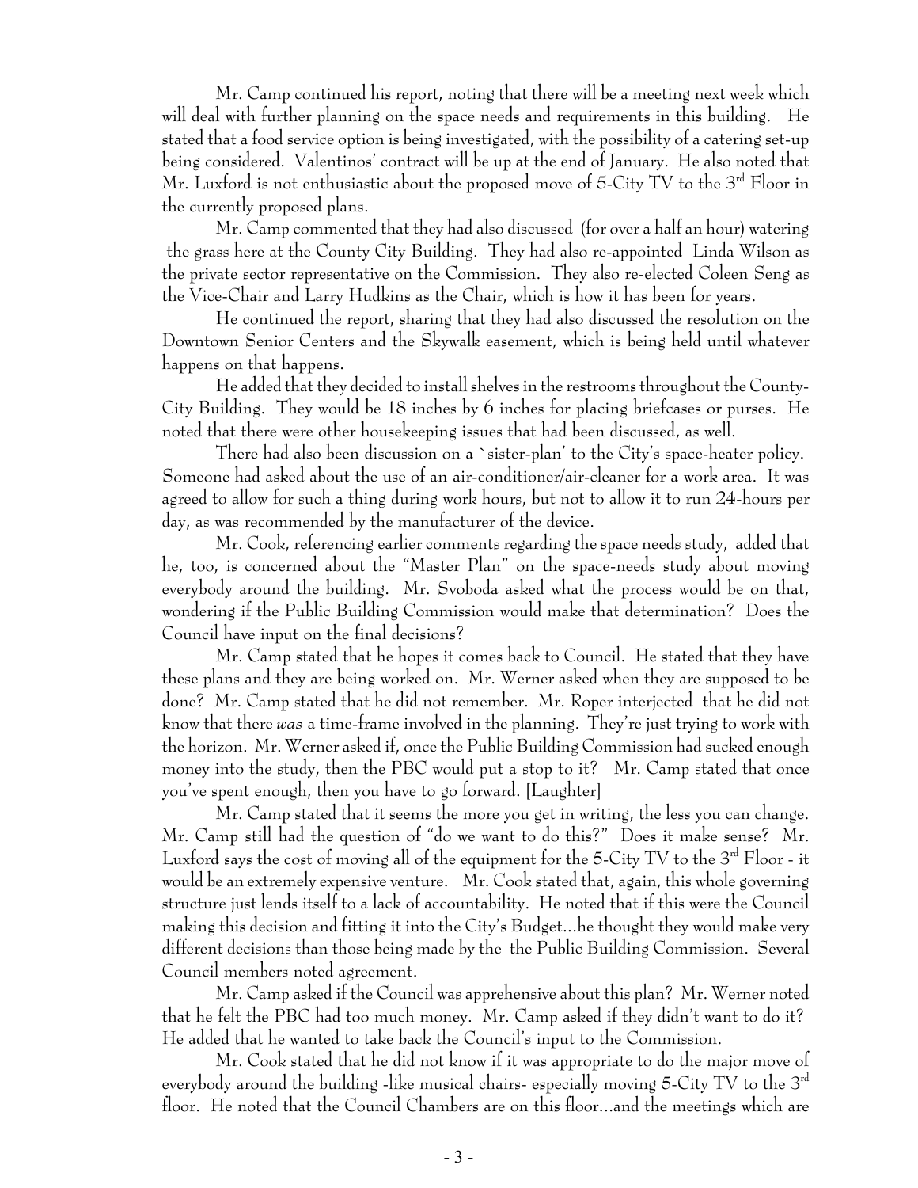Mr. Camp continued his report, noting that there will be a meeting next week which will deal with further planning on the space needs and requirements in this building. He stated that a food service option is being investigated, with the possibility of a catering set-up being considered. Valentinos' contract will be up at the end of January. He also noted that Mr. Luxford is not enthusiastic about the proposed move of 5-City TV to the 3rd Floor in the currently proposed plans.

Mr. Camp commented that they had also discussed (for over a half an hour) watering the grass here at the County City Building. They had also re-appointed Linda Wilson as the private sector representative on the Commission. They also re-elected Coleen Seng as the Vice-Chair and Larry Hudkins as the Chair, which is how it has been for years.

He continued the report, sharing that they had also discussed the resolution on the Downtown Senior Centers and the Skywalk easement, which is being held until whatever happens on that happens.

He added that they decided to install shelves in the restrooms throughout the County-City Building. They would be 18 inches by 6 inches for placing briefcases or purses. He noted that there were other housekeeping issues that had been discussed, as well.

There had also been discussion on a `sister-plan' to the City's space-heater policy. Someone had asked about the use of an air-conditioner/air-cleaner for a work area. It was agreed to allow for such a thing during work hours, but not to allow it to run 24-hours per day, as was recommended by the manufacturer of the device.

Mr. Cook, referencing earlier comments regarding the space needs study, added that he, too, is concerned about the "Master Plan" on the space-needs study about moving everybody around the building. Mr. Svoboda asked what the process would be on that, wondering if the Public Building Commission would make that determination? Does the Council have input on the final decisions?

Mr. Camp stated that he hopes it comes back to Council. He stated that they have these plans and they are being worked on. Mr. Werner asked when they are supposed to be done? Mr. Camp stated that he did not remember. Mr. Roper interjected that he did not know that there *was* a time-frame involved in the planning. They're just trying to work with the horizon. Mr. Werner asked if, once the Public Building Commission had sucked enough money into the study, then the PBC would put a stop to it? Mr. Camp stated that once you've spent enough, then you have to go forward. [Laughter]

Mr. Camp stated that it seems the more you get in writing, the less you can change. Mr. Camp still had the question of "do we want to do this?" Does it make sense? Mr. Luxford says the cost of moving all of the equipment for the 5-City TV to the 3rd Floor - it would be an extremely expensive venture. Mr. Cook stated that, again, this whole governing structure just lends itself to a lack of accountability. He noted that if this were the Council making this decision and fitting it into the City's Budget...he thought they would make very different decisions than those being made by the the Public Building Commission. Several Council members noted agreement.

Mr. Camp asked if the Council was apprehensive about this plan? Mr. Werner noted that he felt the PBC had too much money. Mr. Camp asked if they didn't want to do it? He added that he wanted to take back the Council's input to the Commission.

Mr. Cook stated that he did not know if it was appropriate to do the major move of everybody around the building -like musical chairs- especially moving 5-City TV to the 3rd floor. He noted that the Council Chambers are on this floor...and the meetings which are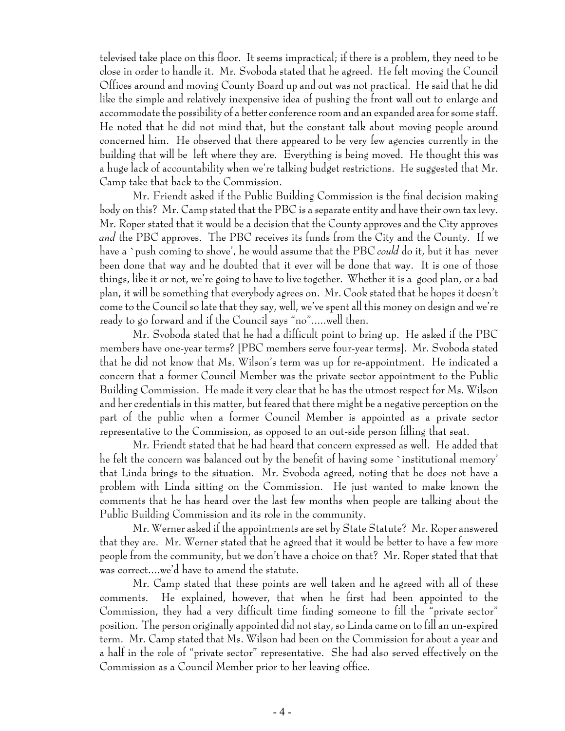televised take place on this floor. It seems impractical; if there is a problem, they need to be close in order to handle it. Mr. Svoboda stated that he agreed. He felt moving the Council Offices around and moving County Board up and out was not practical. He said that he did like the simple and relatively inexpensive idea of pushing the front wall out to enlarge and accommodate the possibility of a better conference room and an expanded area for some staff. He noted that he did not mind that, but the constant talk about moving people around concerned him. He observed that there appeared to be very few agencies currently in the building that will be left where they are. Everything is being moved. He thought this was a huge lack of accountability when we're talking budget restrictions. He suggested that Mr. Camp take that back to the Commission.

Mr. Friendt asked if the Public Building Commission is the final decision making body on this? Mr. Camp stated that the PBC is a separate entity and have their own tax levy. Mr. Roper stated that it would be a decision that the County approves and the City approves *and* the PBC approves. The PBC receives its funds from the City and the County. If we have a `push coming to shove', he would assume that the PBC *could* do it, but it has never been done that way and he doubted that it ever will be done that way. It is one of those things, like it or not, we're going to have to live together. Whether it is a good plan, or a bad plan, it will be something that everybody agrees on. Mr. Cook stated that he hopes it doesn't come to the Council so late that they say, well, we've spent all this money on design and we're ready to go forward and if the Council says "no".....well then.

Mr. Svoboda stated that he had a difficult point to bring up. He asked if the PBC members have one-year terms? [PBC members serve four-year terms]. Mr. Svoboda stated that he did not know that Ms. Wilson's term was up for re-appointment. He indicated a concern that a former Council Member was the private sector appointment to the Public Building Commission. He made it very clear that he has the utmost respect for Ms. Wilson and her credentials in this matter, but feared that there might be a negative perception on the part of the public when a former Council Member is appointed as a private sector representative to the Commission, as opposed to an out-side person filling that seat.

Mr. Friendt stated that he had heard that concern expressed as well. He added that he felt the concern was balanced out by the benefit of having some `institutional memory' that Linda brings to the situation. Mr. Svoboda agreed, noting that he does not have a problem with Linda sitting on the Commission. He just wanted to make known the comments that he has heard over the last few months when people are talking about the Public Building Commission and its role in the community.

Mr. Werner asked if the appointments are set by State Statute? Mr. Roper answered that they are. Mr. Werner stated that he agreed that it would be better to have a few more people from the community, but we don't have a choice on that? Mr. Roper stated that that was correct....we'd have to amend the statute.

Mr. Camp stated that these points are well taken and he agreed with all of these comments. He explained, however, that when he first had been appointed to the Commission, they had a very difficult time finding someone to fill the "private sector" position. The person originally appointed did not stay, so Linda came on to fill an un-expired term. Mr. Camp stated that Ms. Wilson had been on the Commission for about a year and a half in the role of "private sector" representative. She had also served effectively on the Commission as a Council Member prior to her leaving office.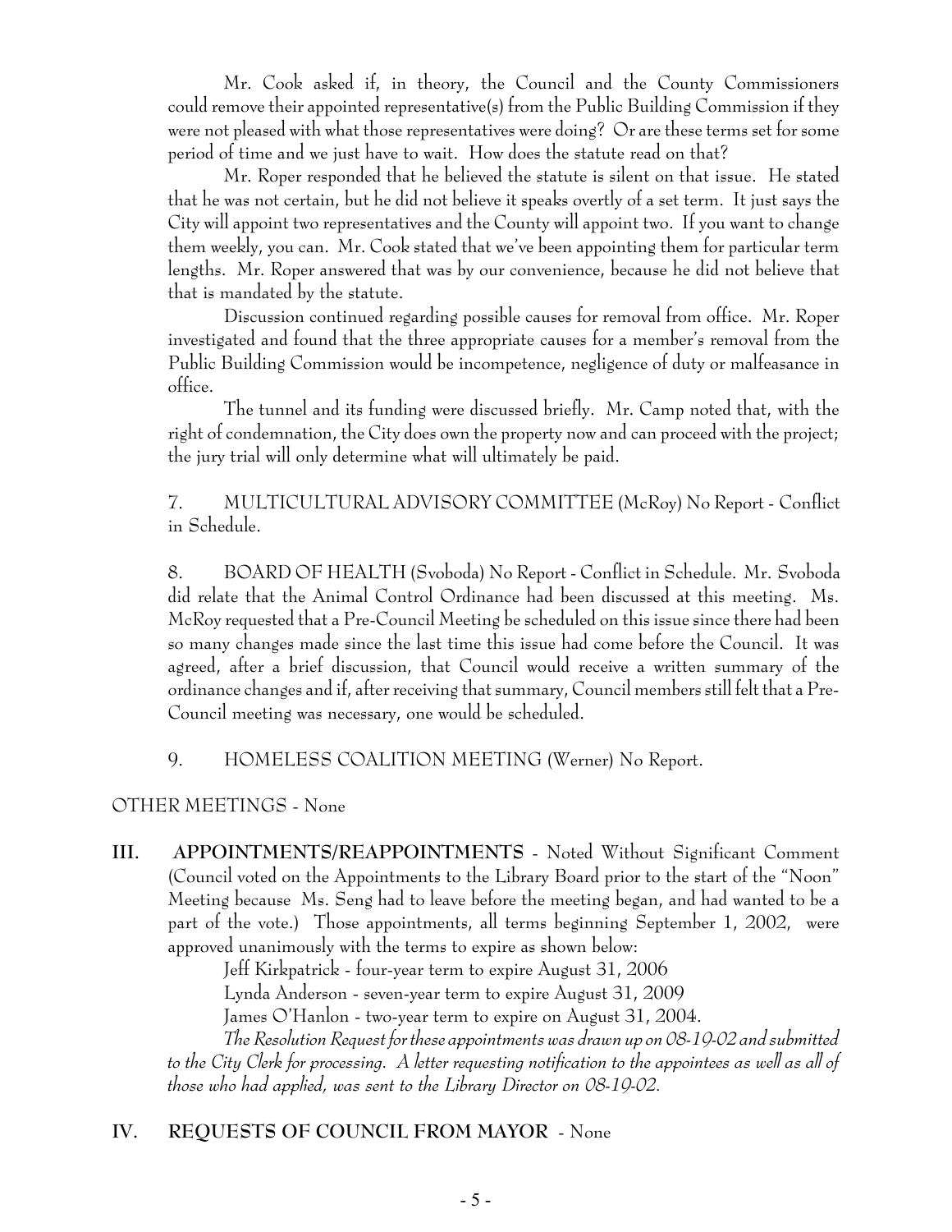Mr. Cook asked if, in theory, the Council and the County Commissioners could remove their appointed representative(s) from the Public Building Commission if they were not pleased with what those representatives were doing? Or are these terms set for some period of time and we just have to wait. How does the statute read on that?

Mr. Roper responded that he believed the statute is silent on that issue. He stated that he was not certain, but he did not believe it speaks overtly of a set term. It just says the City will appoint two representatives and the County will appoint two. If you want to change them weekly, you can. Mr. Cook stated that we've been appointing them for particular term lengths. Mr. Roper answered that was by our convenience, because he did not believe that that is mandated by the statute.

Discussion continued regarding possible causes for removal from office. Mr. Roper investigated and found that the three appropriate causes for a member's removal from the Public Building Commission would be incompetence, negligence of duty or malfeasance in office.

The tunnel and its funding were discussed briefly. Mr. Camp noted that, with the right of condemnation, the City does own the property now and can proceed with the project; the jury trial will only determine what will ultimately be paid.

7. MULTICULTURAL ADVISORY COMMITTEE (McRoy) No Report - Conflict in Schedule.

8. BOARD OF HEALTH (Svoboda) No Report - Conflict in Schedule. Mr. Svoboda did relate that the Animal Control Ordinance had been discussed at this meeting. Ms. McRoy requested that a Pre-Council Meeting be scheduled on this issue since there had been so many changes made since the last time this issue had come before the Council. It was agreed, after a brief discussion, that Council would receive a written summary of the ordinance changes and if, after receiving that summary, Council members still felt that a Pre-Council meeting was necessary, one would be scheduled.

9. HOMELESS COALITION MEETING (Werner) No Report.

OTHER MEETINGS - None

**III. APPOINTMENTS/REAPPOINTMENTS** - Noted Without Significant Comment (Council voted on the Appointments to the Library Board prior to the start of the "Noon" Meeting because Ms. Seng had to leave before the meeting began, and had wanted to be a part of the vote.) Those appointments, all terms beginning September 1, 2002, were approved unanimously with the terms to expire as shown below:

Jeff Kirkpatrick - four-year term to expire August 31, 2006

Lynda Anderson - seven-year term to expire August 31, 2009

James O'Hanlon - two-year term to expire on August 31, 2004.

*The Resolution Request for these appointments was drawn up on 08-19-02 and submitted to the City Clerk for processing. A letter requesting notification to the appointees as well as all of those who had applied, was sent to the Library Director on 08-19-02.*

**IV. REQUESTS OF COUNCIL FROM MAYOR** - None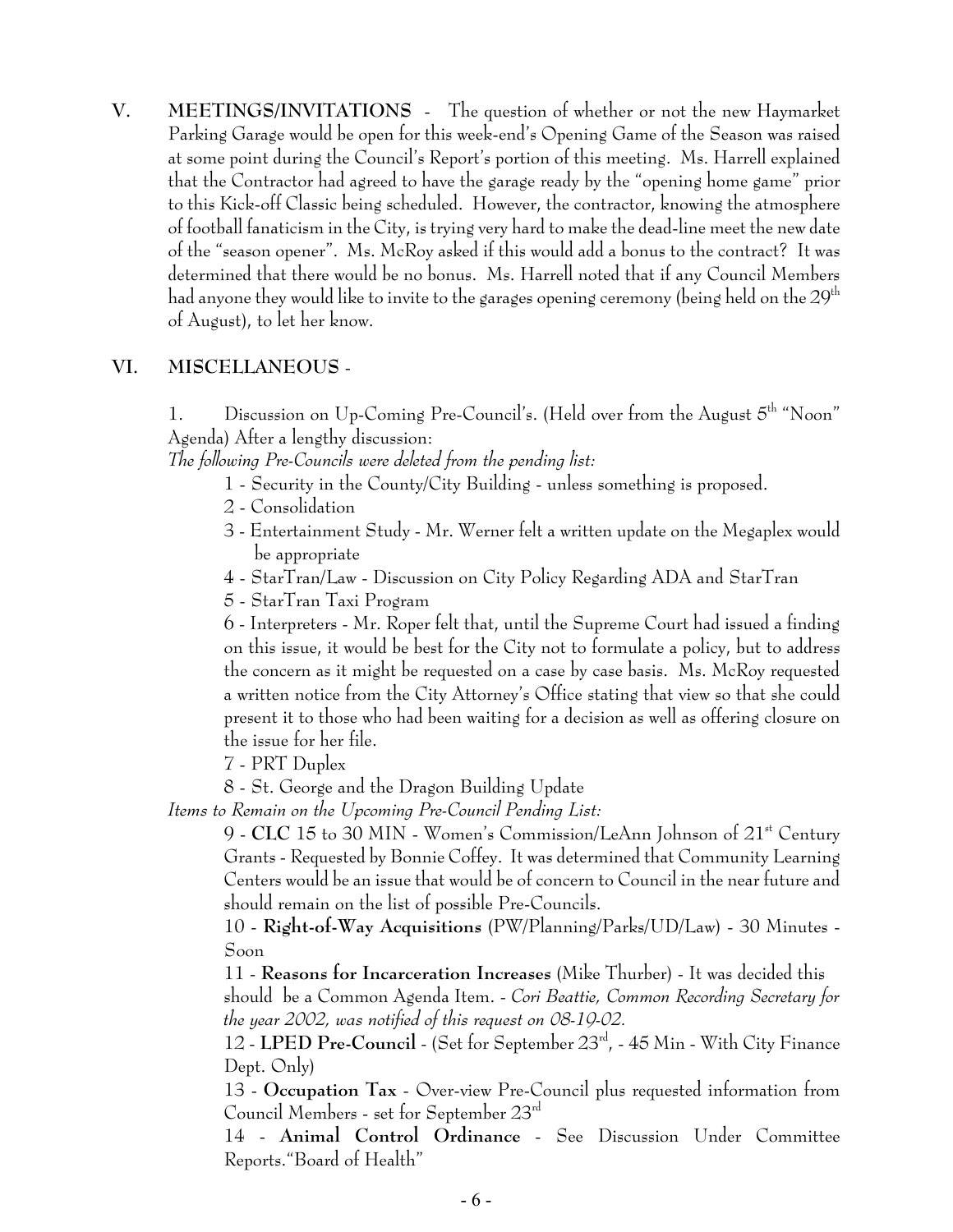**V. MEETINGS/INVITATIONS** - The question of whether or not the new Haymarket Parking Garage would be open for this week-end's Opening Game of the Season was raised at some point during the Council's Report's portion of this meeting. Ms. Harrell explained that the Contractor had agreed to have the garage ready by the "opening home game" prior to this Kick-off Classic being scheduled. However, the contractor, knowing the atmosphere of football fanaticism in the City, is trying very hard to make the dead-line meet the new date of the "season opener". Ms. McRoy asked if this would add a bonus to the contract? It was determined that there would be no bonus. Ms. Harrell noted that if any Council Members had anyone they would like to invite to the garages opening ceremony (being held on the 29th of August), to let her know.

**VI. MISCELLANEOUS** -

1. Discussion on Up-Coming Pre-Council's. (Held over from the August 5th "Noon" Agenda) After a lengthy discussion:

*The following Pre-Councils were deleted from the pending list:*

1 - Security in the County/City Building - unless something is proposed.

2 - Consolidation

3 - Entertainment Study - Mr. Werner felt a written update on the Megaplex would be appropriate

4 - StarTran/Law - Discussion on City Policy Regarding ADA and StarTran

5 - StarTran Taxi Program

6 - Interpreters - Mr. Roper felt that, until the Supreme Court had issued a finding on this issue, it would be best for the City not to formulate a policy, but to address the concern as it might be requested on a case by case basis. Ms. McRoy requested a written notice from the City Attorney's Office stating that view so that she could present it to those who had been waiting for a decision as well as offering closure on the issue for her file.

7 - PRT Duplex

8 - St. George and the Dragon Building Update

*Items to Remain on the Upcoming Pre-Council Pending List:*

9 - **CLC** 15 to 30 MIN - Women's Commission/LeAnn Johnson of 21st Century Grants - Requested by Bonnie Coffey. It was determined that Community Learning Centers would be an issue that would be of concern to Council in the near future and should remain on the list of possible Pre-Councils.

10 - **Right-of-Way Acquisitions** (PW/Planning/Parks/UD/Law) - 30 Minutes - Soon

11 - **Reasons for Incarceration Increases** (Mike Thurber) - It was decided this should be a Common Agenda Item. - *Cori Beattie, Common Recording Secretary for the year 2002, was notified of this request on 08-19-02.*

12 - **LPED Pre-Council** - (Set for September 23rd, - 45 Min - With City Finance Dept. Only)

13 - **Occupation Tax** - Over-view Pre-Council plus requested information from Council Members - set for September 23rd

14 - **Animal Control Ordinance** - See Discussion Under Committee Reports."Board of Health"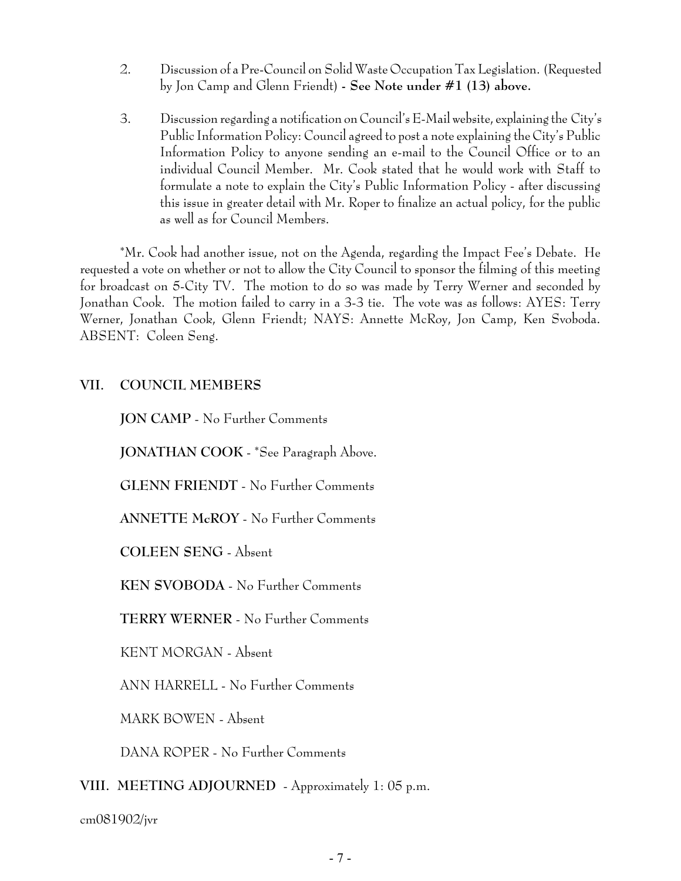2. Discussion of a Pre-Council on Solid Waste Occupation Tax Legislation. (Requested by Jon Camp and Glenn Friendt) **- See Note under #1 (13) above.**

3. Discussion regarding a notification on Council's E-Mail website, explaining the City's Public Information Policy: Council agreed to post a note explaining the City's Public Information Policy to anyone sending an e-mail to the Council Office or to an individual Council Member. Mr. Cook stated that he would work with Staff to formulate a note to explain the City's Public Information Policy - after discussing this issue in greater detail with Mr. Roper to finalize an actual policy, for the public as well as for Council Members.

*Mr. Cook had another issue, not on the Agenda, regarding the Impact Fee's Debate. He requested a vote on whether or not to allow the City Council to sponsor the filming of this meeting for broadcast on 5-City TV. The motion to do so was made by Terry Werner and seconded by Jonathan Cook. The motion failed to carry in a 3-3 tie. The vote was as follows: AYES: Terry Werner, Jonathan Cook, Glenn Friendt; NAYS: Annette McRoy, Jon Camp, Ken Svoboda. ABSENT: Coleen Seng.

## VII. COUNCIL MEMBERS

**JON CAMP** - No Further Comments

**JONATHAN COOK** - *See Paragraph Above.

**GLENN FRIENDT** - No Further Comments

**ANNETTE McROY** - No Further Comments

**COLEEN SENG** - Absent

**KEN SVOBODA** - No Further Comments

**TERRY WERNER** - No Further Comments

KENT MORGAN - Absent

ANN HARRELL - No Further Comments

MARK BOWEN - Absent

DANA ROPER - No Further Comments

## VIII. MEETING ADJOURNED - Approximately 1: 05 p.m.

cm081902/jvr